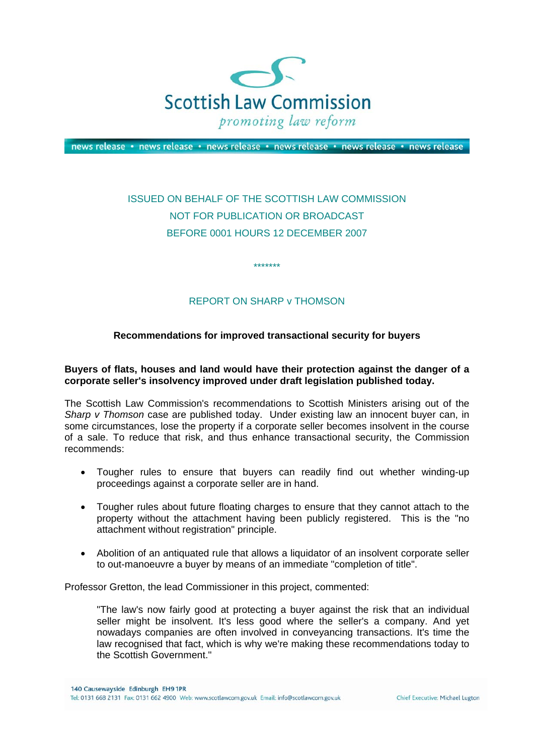Scottish Law Commission

*promoting law reform*

news release • news release • news release • news release • news release • news release

ISSUED ON BEHALF OF THE SCOTTISH LAW COMMISSION
NOT FOR PUBLICATION OR BROADCAST
BEFORE 0001 HOURS 12 DECEMBER 2007

*******

REPORT ON SHARP v THOMSON

**Recommendations for improved transactional security for buyers**

**Buyers of flats, houses and land would have their protection against the danger of a corporate seller's insolvency improved under draft legislation published today.**

The Scottish Law Commission's recommendations to Scottish Ministers arising out of the *Sharp v Thomson* case are published today. Under existing law an innocent buyer can, in some circumstances, lose the property if a corporate seller becomes insolvent in the course of a sale. To reduce that risk, and thus enhance transactional security, the Commission recommends:

- Tougher rules to ensure that buyers can readily find out whether winding-up proceedings against a corporate seller are in hand.
- Tougher rules about future floating charges to ensure that they cannot attach to the property without the attachment having been publicly registered. This is the "no attachment without registration" principle.
- Abolition of an antiquated rule that allows a liquidator of an insolvent corporate seller to out-manoeuvre a buyer by means of an immediate "completion of title".

Professor Gretton, the lead Commissioner in this project, commented:

> "The law's now fairly good at protecting a buyer against the risk that an individual seller might be insolvent. It's less good where the seller's a company. And yet nowadays companies are often involved in conveyancing transactions. It's time the law recognised that fact, which is why we're making these recommendations today to the Scottish Government."

140 Causewayside Edinburgh EH9 1PR
Tel: 0131 668 2131 Fax: 0131 662 4900 Web: www.scotlawcom.gov.uk Email: info@scotlawcom.gov.uk
Chief Executive: Michael Lugton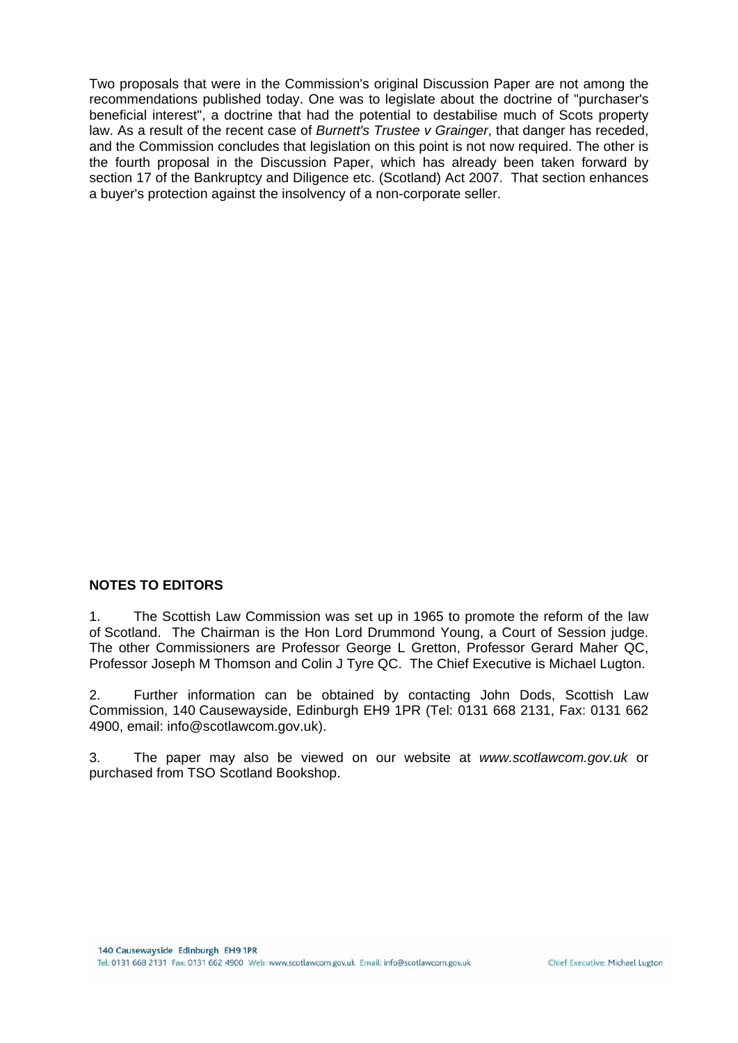Two proposals that were in the Commission's original Discussion Paper are not among the recommendations published today. One was to legislate about the doctrine of "purchaser's beneficial interest", a doctrine that had the potential to destabilise much of Scots property law. As a result of the recent case of *Burnett's Trustee v Grainger*, that danger has receded, and the Commission concludes that legislation on this point is not now required. The other is the fourth proposal in the Discussion Paper, which has already been taken forward by section 17 of the Bankruptcy and Diligence etc. (Scotland) Act 2007. That section enhances a buyer's protection against the insolvency of a non-corporate seller.

**NOTES TO EDITORS**

1. The Scottish Law Commission was set up in 1965 to promote the reform of the law of Scotland. The Chairman is the Hon Lord Drummond Young, a Court of Session judge. The other Commissioners are Professor George L Gretton, Professor Gerard Maher QC, Professor Joseph M Thomson and Colin J Tyre QC. The Chief Executive is Michael Lugton.

2. Further information can be obtained by contacting John Dods, Scottish Law Commission, 140 Causewayside, Edinburgh EH9 1PR (Tel: 0131 668 2131, Fax: 0131 662 4900, email: info@scotlawcom.gov.uk).

3. The paper may also be viewed on our website at *www.scotlawcom.gov.uk* or purchased from TSO Scotland Bookshop.